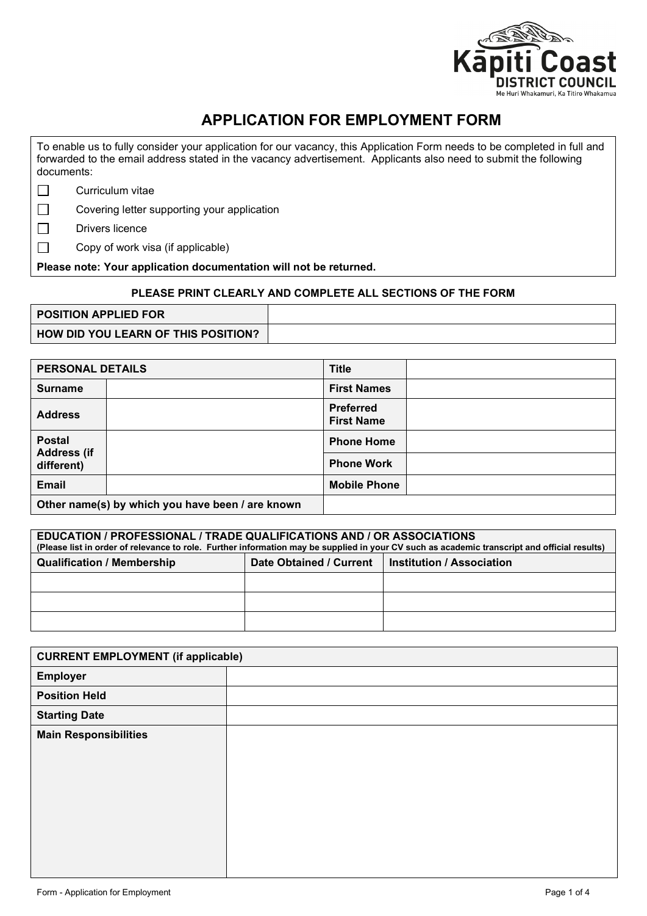Kāpiti Coast DISTRICT COUNCIL
Me Huri Whakamuri, Ka Titiro Whakamua

# APPLICATION FOR EMPLOYMENT FORM

To enable us to fully consider your application for our vacancy, this Application Form needs to be completed in full and forwarded to the email address stated in the vacancy advertisement. Applicants also need to submit the following documents:

- ☐ Curriculum vitae
- ☐ Covering letter supporting your application
- ☐ Drivers licence
- ☐ Copy of work visa (if applicable)

**Please note: Your application documentation will not be returned.**

**PLEASE PRINT CLEARLY AND COMPLETE ALL SECTIONS OF THE FORM**

| | |
|---|---|
| **POSITION APPLIED FOR** | |
| **HOW DID YOU LEARN OF THIS POSITION?** | |

| **PERSONAL DETAILS** | | **Title** | |
|---|---|---|---|
| **Surname** | | **First Names** | |
| **Address** | | **Preferred First Name** | |
| **Postal Address (if different)** | | **Phone Home** | |
| | | **Phone Work** | |
| **Email** | | **Mobile Phone** | |
| **Other name(s) by which you have been / are known** | | | |

**EDUCATION / PROFESSIONAL / TRADE QUALIFICATIONS AND / OR ASSOCIATIONS**
**(Please list in order of relevance to role. Further information may be supplied in your CV such as academic transcript and official results)**

| Qualification / Membership | Date Obtained / Current | Institution / Association |
|---|---|---|
| | | |
| | | |
| | | |

| **CURRENT EMPLOYMENT (if applicable)** | |
|---|---|
| **Employer** | |
| **Position Held** | |
| **Starting Date** | |
| **Main Responsibilities** | |

Form - Application for Employment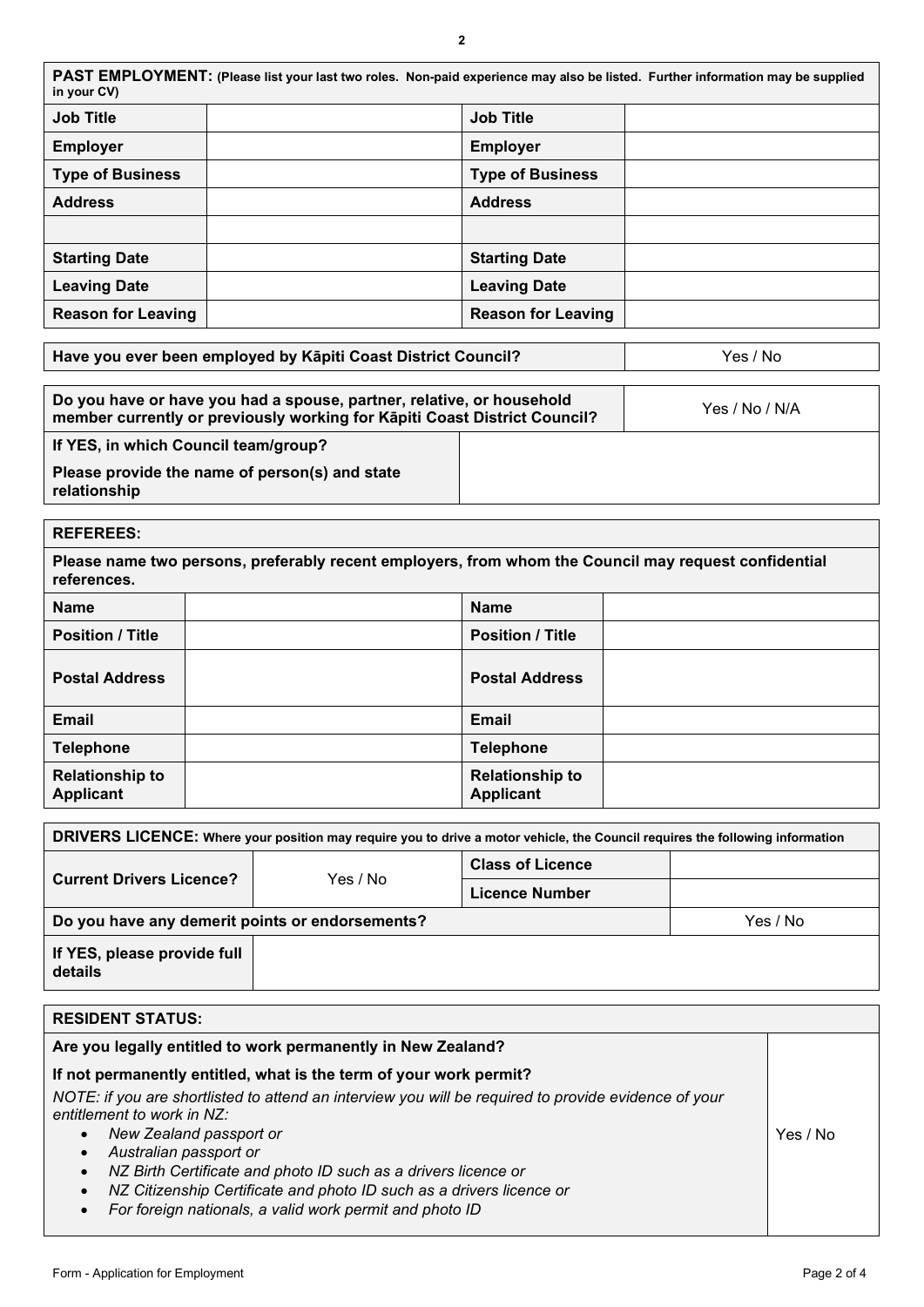| **PAST EMPLOYMENT:** (Please list your last two roles. Non-paid experience may also be listed. Further information may be supplied in your CV) | | | |
|---|---|---|---|
| **Job Title** | | **Job Title** | |
| **Employer** | | **Employer** | |
| **Type of Business** | | **Type of Business** | |
| **Address** | | **Address** | |
| | | | |
| **Starting Date** | | **Starting Date** | |
| **Leaving Date** | | **Leaving Date** | |
| **Reason for Leaving** | | **Reason for Leaving** | |

| **Have you ever been employed by Kāpiti Coast District Council?** | Yes / No |
|---|---|

| **Do you have or have you had a spouse, partner, relative, or household member currently or previously working for Kāpiti Coast District Council?** | Yes / No / N/A |
|---|---|
| **If YES, in which Council team/group?** <br> **Please provide the name of person(s) and state relationship** | |

| **REFEREES:** | | | |
|---|---|---|---|
| **Please name two persons, preferably recent employers, from whom the Council may request confidential references.** | | | |
| **Name** | | **Name** | |
| **Position / Title** | | **Position / Title** | |
| **Postal Address** | | **Postal Address** | |
| **Email** | | **Email** | |
| **Telephone** | | **Telephone** | |
| **Relationship to Applicant** | | **Relationship to Applicant** | |

| **DRIVERS LICENCE:** Where your position may require you to drive a motor vehicle, the Council requires the following information | | | |
|---|---|---|---|
| **Current Drivers Licence?** | Yes / No | **Class of Licence** | |
| | | **Licence Number** | |
| **Do you have any demerit points or endorsements?** | | | Yes / No |
| **If YES, please provide full details** | | | |

| **RESIDENT STATUS:** | |
|---|---|
| **Are you legally entitled to work permanently in New Zealand?** <br> **If not permanently entitled, what is the term of your work permit?** <br> *NOTE: if you are shortlisted to attend an interview you will be required to provide evidence of your entitlement to work in NZ:* <br> • *New Zealand passport or* <br> • *Australian passport or* <br> • *NZ Birth Certificate and photo ID such as a drivers licence or* <br> • *NZ Citizenship Certificate and photo ID such as a drivers licence or* <br> • *For foreign nationals, a valid work permit and photo ID* | Yes / No |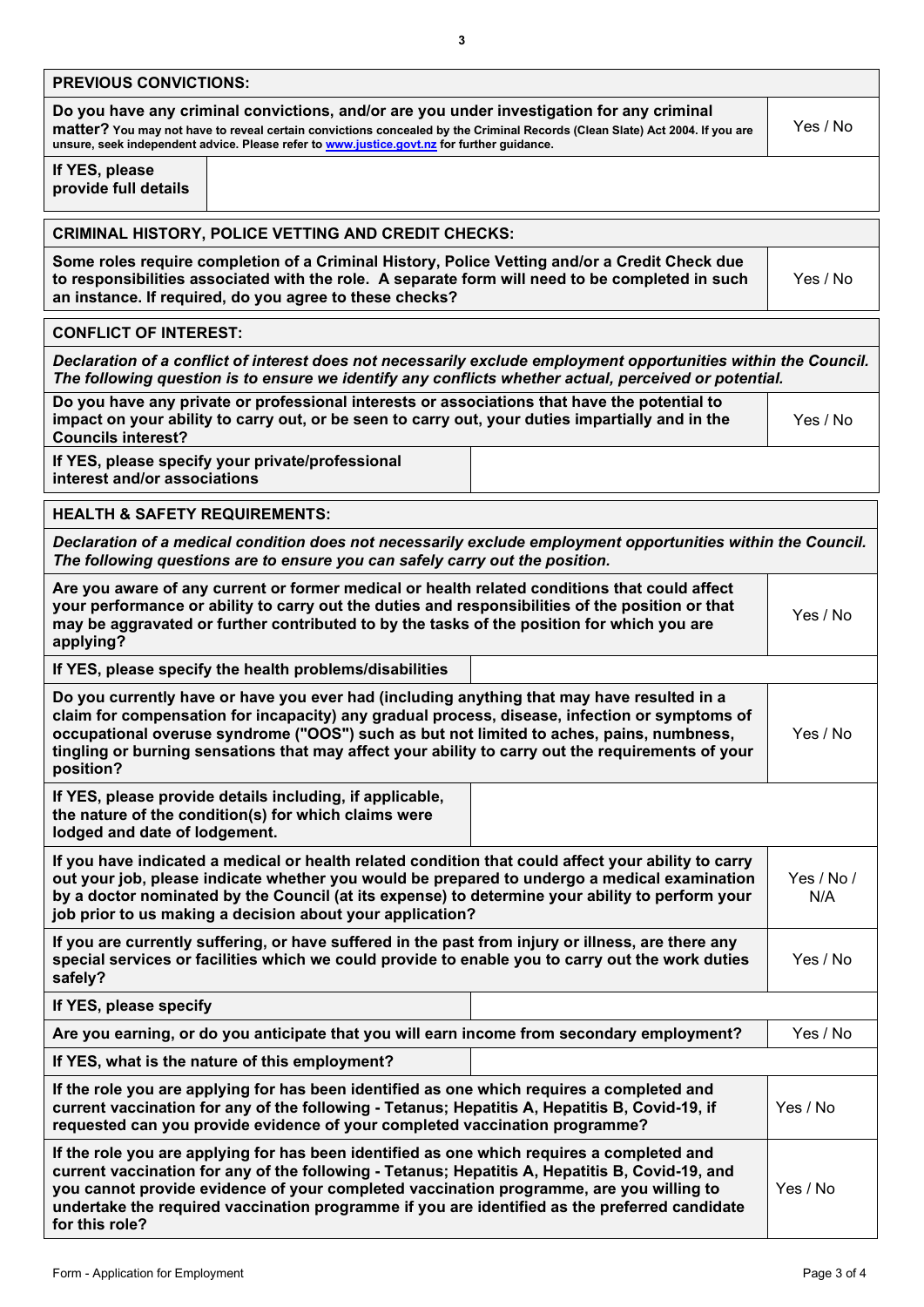| **PREVIOUS CONVICTIONS:** | |
|---|---|
| **Do you have any criminal convictions, and/or are you under investigation for any criminal matter?** You may not have to reveal certain convictions concealed by the Criminal Records (Clean Slate) Act 2004. If you are unsure, seek independent advice. Please refer to www.justice.govt.nz for further guidance. | Yes / No |
| **If YES, please provide full details** | |

| **CRIMINAL HISTORY, POLICE VETTING AND CREDIT CHECKS:** | |
|---|---|
| **Some roles require completion of a Criminal History, Police Vetting and/or a Credit Check due to responsibilities associated with the role. A separate form will need to be completed in such an instance. If required, do you agree to these checks?** | Yes / No |

| **CONFLICT OF INTEREST:** | |
|---|---|
| ***Declaration of a conflict of interest does not necessarily exclude employment opportunities within the Council. The following question is to ensure we identify any conflicts whether actual, perceived or potential.*** | |
| **Do you have any private or professional interests or associations that have the potential to impact on your ability to carry out, or be seen to carry out, your duties impartially and in the Councils interest?** | Yes / No |
| **If YES, please specify your private/professional interest and/or associations** | |

| **HEALTH & SAFETY REQUIREMENTS:** | |
|---|---|
| ***Declaration of a medical condition does not necessarily exclude employment opportunities within the Council. The following questions are to ensure you can safely carry out the position.*** | |
| **Are you aware of any current or former medical or health related conditions that could affect your performance or ability to carry out the duties and responsibilities of the position or that may be aggravated or further contributed to by the tasks of the position for which you are applying?** | Yes / No |
| **If YES, please specify the health problems/disabilities** | |
| **Do you currently have or have you ever had (including anything that may have resulted in a claim for compensation for incapacity) any gradual process, disease, infection or symptoms of occupational overuse syndrome ("OOS") such as but not limited to aches, pains, numbness, tingling or burning sensations that may affect your ability to carry out the requirements of your position?** | Yes / No |
| **If YES, please provide details including, if applicable, the nature of the condition(s) for which claims were lodged and date of lodgement.** | |
| **If you have indicated a medical or health related condition that could affect your ability to carry out your job, please indicate whether you would be prepared to undergo a medical examination by a doctor nominated by the Council (at its expense) to determine your ability to perform your job prior to us making a decision about your application?** | Yes / No / N/A |
| **If you are currently suffering, or have suffered in the past from injury or illness, are there any special services or facilities which we could provide to enable you to carry out the work duties safely?** | Yes / No |
| **If YES, please specify** | |
| **Are you earning, or do you anticipate that you will earn income from secondary employment?** | Yes / No |
| **If YES, what is the nature of this employment?** | |
| **If the role you are applying for has been identified as one which requires a completed and current vaccination for any of the following - Tetanus; Hepatitis A, Hepatitis B, Covid-19, if requested can you provide evidence of your completed vaccination programme?** | Yes / No |
| **If the role you are applying for has been identified as one which requires a completed and current vaccination for any of the following - Tetanus; Hepatitis A, Hepatitis B, Covid-19, and you cannot provide evidence of your completed vaccination programme, are you willing to undertake the required vaccination programme if you are identified as the preferred candidate for this role?** | Yes / No |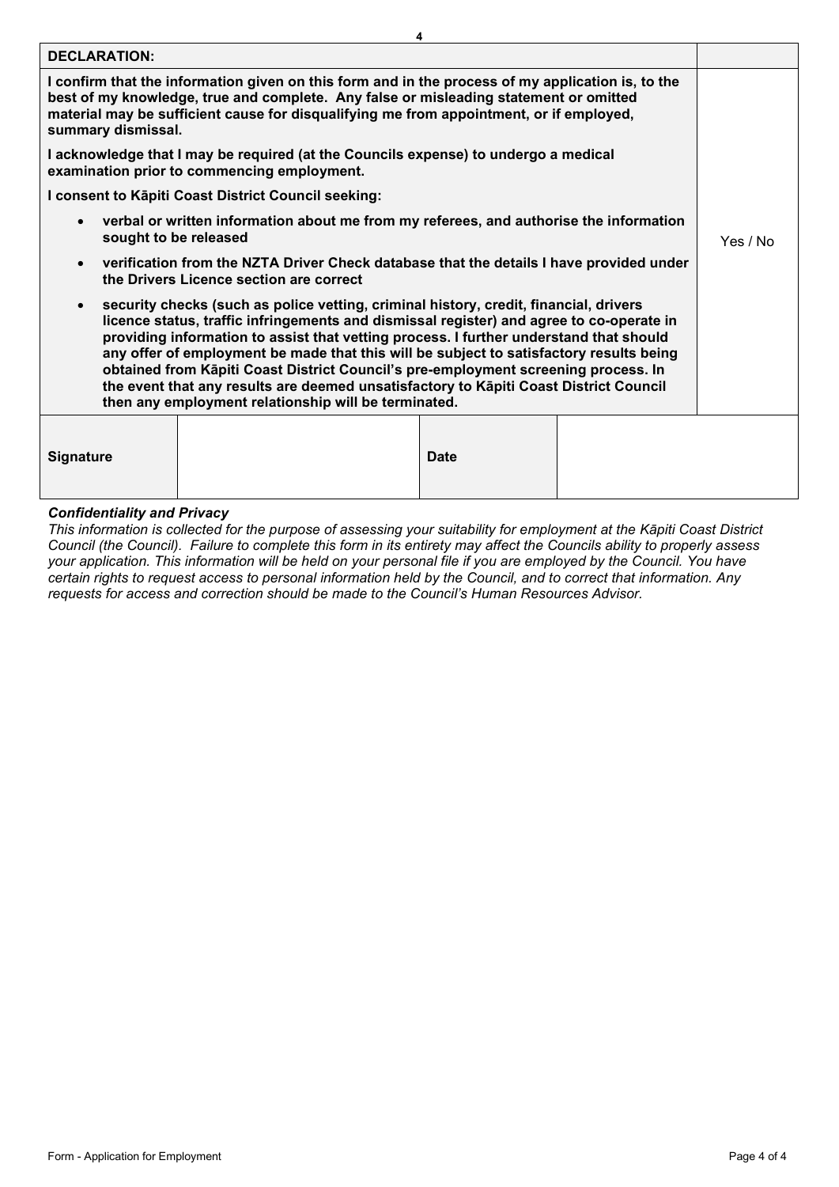| DECLARATION: | | | | |
|---|---|---|---|---|
| **I confirm that the information given on this form and in the process of my application is, to the best of my knowledge, true and complete. Any false or misleading statement or omitted material may be sufficient cause for disqualifying me from appointment, or if employed, summary dismissal.**<br><br>**I acknowledge that I may be required (at the Councils expense) to undergo a medical examination prior to commencing employment.**<br><br>**I consent to Kāpiti Coast District Council seeking:**<br><br>• **verbal or written information about me from my referees, and authorise the information sought to be released**<br>• **verification from the NZTA Driver Check database that the details I have provided under the Drivers Licence section are correct**<br>• **security checks (such as police vetting, criminal history, credit, financial, drivers licence status, traffic infringements and dismissal register) and agree to co-operate in providing information to assist that vetting process. I further understand that should any offer of employment be made that this will be subject to satisfactory results being obtained from Kāpiti Coast District Council's pre-employment screening process. In the event that any results are deemed unsatisfactory to Kāpiti Coast District Council then any employment relationship will be terminated.** | | | | Yes / No |
| **Signature** | | **Date** | | |

***Confidentiality and Privacy***

*This information is collected for the purpose of assessing your suitability for employment at the Kāpiti Coast District Council (the Council). Failure to complete this form in its entirety may affect the Councils ability to properly assess your application. This information will be held on your personal file if you are employed by the Council. You have certain rights to request access to personal information held by the Council, and to correct that information. Any requests for access and correction should be made to the Council's Human Resources Advisor.*